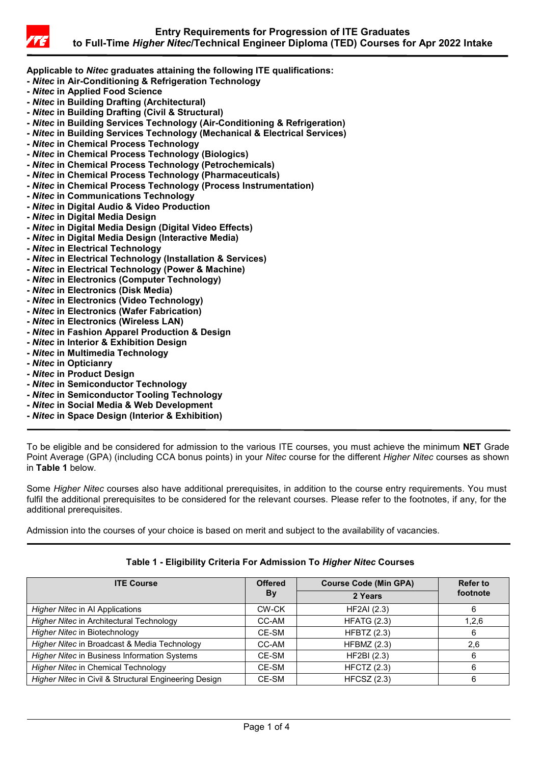# Entry Requirements for Progression of ITE Graduates to Full-Time *Higher Nitec*/Technical Engineer Diploma (TED) Courses for Apr 2022 Intake

**Applicable to *Nitec* graduates attaining the following ITE qualifications:**

- ***Nitec* in Air-Conditioning & Refrigeration Technology**
- ***Nitec* in Applied Food Science**
- ***Nitec* in Building Drafting (Architectural)**
- ***Nitec* in Building Drafting (Civil & Structural)**
- ***Nitec* in Building Services Technology (Air-Conditioning & Refrigeration)**
- ***Nitec* in Building Services Technology (Mechanical & Electrical Services)**
- ***Nitec* in Chemical Process Technology**
- ***Nitec* in Chemical Process Technology (Biologics)**
- ***Nitec* in Chemical Process Technology (Petrochemicals)**
- ***Nitec* in Chemical Process Technology (Pharmaceuticals)**
- ***Nitec* in Chemical Process Technology (Process Instrumentation)**
- ***Nitec* in Communications Technology**
- ***Nitec* in Digital Audio & Video Production**
- ***Nitec* in Digital Media Design**
- ***Nitec* in Digital Media Design (Digital Video Effects)**
- ***Nitec* in Digital Media Design (Interactive Media)**
- ***Nitec* in Electrical Technology**
- ***Nitec* in Electrical Technology (Installation & Services)**
- ***Nitec* in Electrical Technology (Power & Machine)**
- ***Nitec* in Electronics (Computer Technology)**
- ***Nitec* in Electronics (Disk Media)**
- ***Nitec* in Electronics (Video Technology)**
- ***Nitec* in Electronics (Wafer Fabrication)**
- ***Nitec* in Electronics (Wireless LAN)**
- ***Nitec* in Fashion Apparel Production & Design**
- ***Nitec* in Interior & Exhibition Design**
- ***Nitec* in Multimedia Technology**
- ***Nitec* in Opticianry**
- ***Nitec* in Product Design**
- ***Nitec* in Semiconductor Technology**
- ***Nitec* in Semiconductor Tooling Technology**
- ***Nitec* in Social Media & Web Development**
- ***Nitec* in Space Design (Interior & Exhibition)**

---

To be eligible and be considered for admission to the various ITE courses, you must achieve the minimum **NET** Grade Point Average (GPA) (including CCA bonus points) in your *Nitec* course for the different *Higher Nitec* courses as shown in **Table 1** below.

Some *Higher Nitec* courses also have additional prerequisites, in addition to the course entry requirements. You must fulfil the additional prerequisites to be considered for the relevant courses. Please refer to the footnotes, if any, for the additional prerequisites.

Admission into the courses of your choice is based on merit and subject to the availability of vacancies.

---

**Table 1 - Eligibility Criteria For Admission To *Higher Nitec* Courses**

| ITE Course | Offered By | Course Code (Min GPA) | Refer to footnote |
|---|---|---|---|
| | | 2 Years | |
| *Higher Nitec* in AI Applications | CW-CK | HF2AI (2.3) | 6 |
| *Higher Nitec* in Architectural Technology | CC-AM | HFATG (2.3) | 1,2,6 |
| *Higher Nitec* in Biotechnology | CE-SM | HFBTZ (2.3) | 6 |
| *Higher Nitec* in Broadcast & Media Technology | CC-AM | HFBMZ (2.3) | 2,6 |
| *Higher Nitec* in Business Information Systems | CE-SM | HF2BI (2.3) | 6 |
| *Higher Nitec* in Chemical Technology | CE-SM | HFCTZ (2.3) | 6 |
| *Higher Nitec* in Civil & Structural Engineering Design | CE-SM | HFCSZ (2.3) | 6 |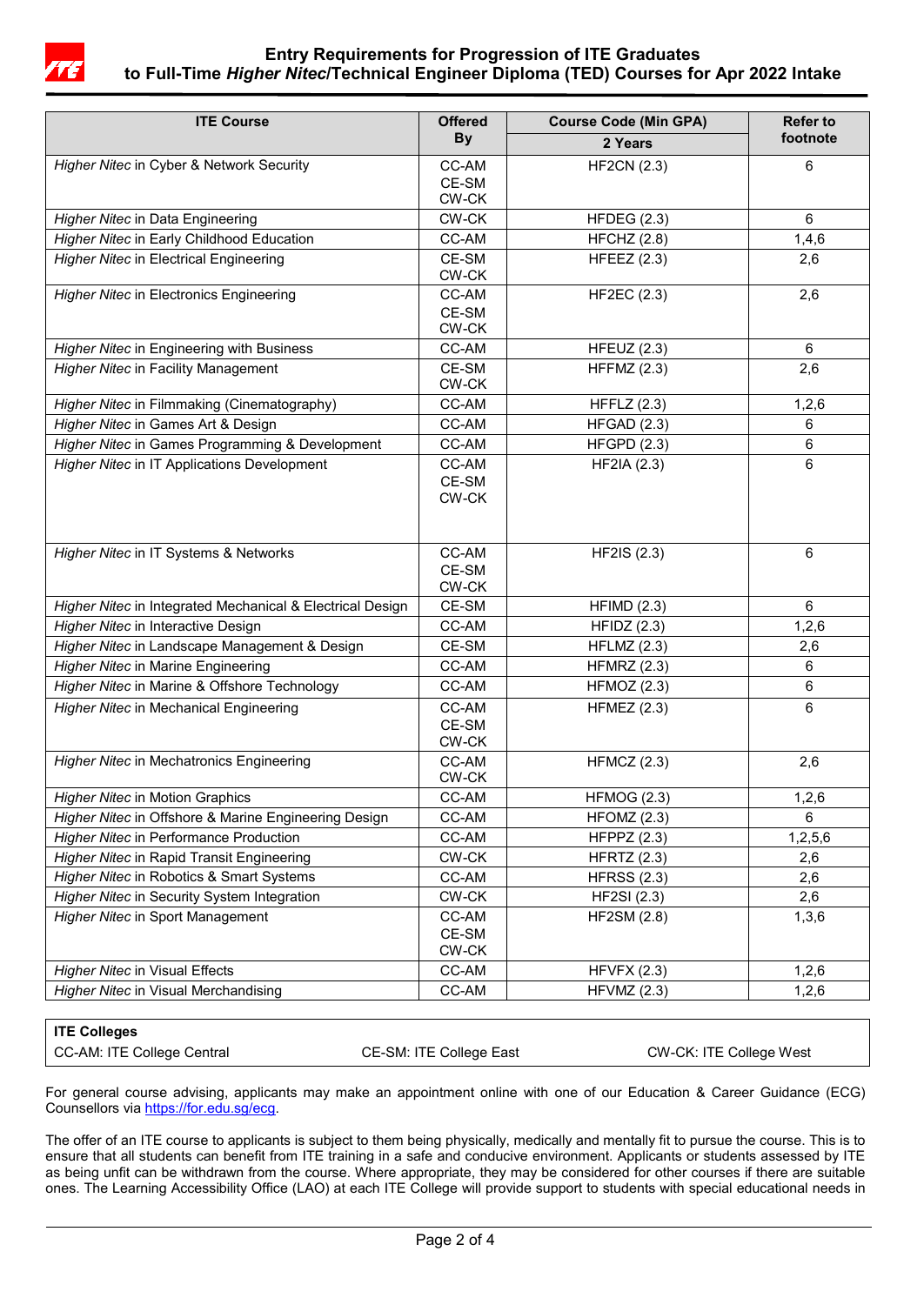# Entry Requirements for Progression of ITE Graduates to Full-Time *Higher Nitec*/Technical Engineer Diploma (TED) Courses for Apr 2022 Intake

| ITE Course | Offered By | Course Code (Min GPA) | Refer to footnote |
|---|---|---|---|
| | | 2 Years | |
| *Higher Nitec* in Cyber & Network Security | CC-AM<br>CE-SM<br>CW-CK | HF2CN (2.3) | 6 |
| *Higher Nitec* in Data Engineering | CW-CK | HFDEG (2.3) | 6 |
| *Higher Nitec* in Early Childhood Education | CC-AM | HFCHZ (2.8) | 1,4,6 |
| *Higher Nitec* in Electrical Engineering | CE-SM<br>CW-CK | HFEEZ (2.3) | 2,6 |
| *Higher Nitec* in Electronics Engineering | CC-AM<br>CE-SM<br>CW-CK | HF2EC (2.3) | 2,6 |
| *Higher Nitec* in Engineering with Business | CC-AM | HFEUZ (2.3) | 6 |
| *Higher Nitec* in Facility Management | CE-SM<br>CW-CK | HFFMZ (2.3) | 2,6 |
| *Higher Nitec* in Filmmaking (Cinematography) | CC-AM | HFFLZ (2.3) | 1,2,6 |
| *Higher Nitec* in Games Art & Design | CC-AM | HFGAD (2.3) | 6 |
| *Higher Nitec* in Games Programming & Development | CC-AM | HFGPD (2.3) | 6 |
| *Higher Nitec* in IT Applications Development | CC-AM<br>CE-SM<br>CW-CK | HF2IA (2.3) | 6 |
| *Higher Nitec* in IT Systems & Networks | CC-AM<br>CE-SM<br>CW-CK | HF2IS (2.3) | 6 |
| *Higher Nitec* in Integrated Mechanical & Electrical Design | CE-SM | HFIMD (2.3) | 6 |
| *Higher Nitec* in Interactive Design | CC-AM | HFIDZ (2.3) | 1,2,6 |
| *Higher Nitec* in Landscape Management & Design | CE-SM | HFLMZ (2.3) | 2,6 |
| *Higher Nitec* in Marine Engineering | CC-AM | HFMRZ (2.3) | 6 |
| *Higher Nitec* in Marine & Offshore Technology | CC-AM | HFMOZ (2.3) | 6 |
| *Higher Nitec* in Mechanical Engineering | CC-AM<br>CE-SM<br>CW-CK | HFMEZ (2.3) | 6 |
| *Higher Nitec* in Mechatronics Engineering | CC-AM<br>CW-CK | HFMCZ (2.3) | 2,6 |
| *Higher Nitec* in Motion Graphics | CC-AM | HFMOG (2.3) | 1,2,6 |
| *Higher Nitec* in Offshore & Marine Engineering Design | CC-AM | HFOMZ (2.3) | 6 |
| *Higher Nitec* in Performance Production | CC-AM | HFPPZ (2.3) | 1,2,5,6 |
| *Higher Nitec* in Rapid Transit Engineering | CW-CK | HFRTZ (2.3) | 2,6 |
| *Higher Nitec* in Robotics & Smart Systems | CC-AM | HFRSS (2.3) | 2,6 |
| *Higher Nitec* in Security System Integration | CW-CK | HF2SI (2.3) | 2,6 |
| *Higher Nitec* in Sport Management | CC-AM<br>CE-SM<br>CW-CK | HF2SM (2.8) | 1,3,6 |
| *Higher Nitec* in Visual Effects | CC-AM | HFVFX (2.3) | 1,2,6 |
| *Higher Nitec* in Visual Merchandising | CC-AM | HFVMZ (2.3) | 1,2,6 |

**ITE Colleges**

CC-AM: ITE College Central | CE-SM: ITE College East | CW-CK: ITE College West

For general course advising, applicants may make an appointment online with one of our Education & Career Guidance (ECG) Counsellors via https://for.edu.sg/ecg.

The offer of an ITE course to applicants is subject to them being physically, medically and mentally fit to pursue the course. This is to ensure that all students can benefit from ITE training in a safe and conducive environment. Applicants or students assessed by ITE as being unfit can be withdrawn from the course. Where appropriate, they may be considered for other courses if there are suitable ones. The Learning Accessibility Office (LAO) at each ITE College will provide support to students with special educational needs in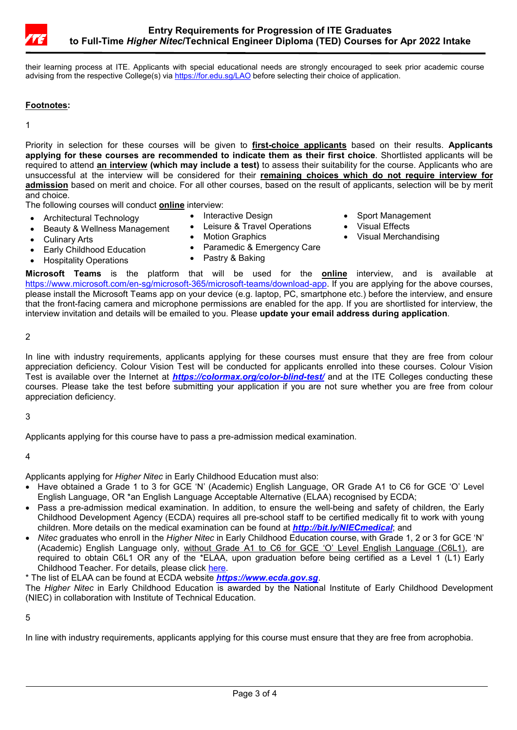their learning process at ITE. Applicants with special educational needs are strongly encouraged to seek prior academic course advising from the respective College(s) via [https://for.edu.sg/LAO](https://for.edu.sg/LAO) before selecting their choice of application.

**Footnotes:**

1

Priority in selection for these courses will be given to **first-choice applicants** based on their results. **Applicants applying for these courses are recommended to indicate them as their first choice**. Shortlisted applicants will be required to attend **an interview (which may include a test)** to assess their suitability for the course. Applicants who are unsuccessful at the interview will be considered for their **remaining choices which do not require interview for admission** based on merit and choice. For all other courses, based on the result of applicants, selection will be by merit and choice.

The following courses will conduct **online** interview:

- Architectural Technology
- Beauty & Wellness Management
- Culinary Arts
- Early Childhood Education
- Hospitality Operations
- Interactive Design
- Leisure & Travel Operations
- Motion Graphics
- Paramedic & Emergency Care
- Pastry & Baking
- Sport Management
- Visual Effects
- Visual Merchandising

**Microsoft Teams** is the platform that will be used for the **online** interview, and is available at [https://www.microsoft.com/en-sg/microsoft-365/microsoft-teams/download-app](https://www.microsoft.com/en-sg/microsoft-365/microsoft-teams/download-app). If you are applying for the above courses, please install the Microsoft Teams app on your device (e.g. laptop, PC, smartphone etc.) before the interview, and ensure that the front-facing camera and microphone permissions are enabled for the app. If you are shortlisted for interview, the interview invitation and details will be emailed to you. Please **update your email address during application**.

2

In line with industry requirements, applicants applying for these courses must ensure that they are free from colour appreciation deficiency. Colour Vision Test will be conducted for applicants enrolled into these courses. Colour Vision Test is available over the Internet at ***[https://colormax.org/color-blind-test/](https://colormax.org/color-blind-test/)*** and at the ITE Colleges conducting these courses. Please take the test before submitting your application if you are not sure whether you are free from colour appreciation deficiency.

3

Applicants applying for this course have to pass a pre-admission medical examination.

4

Applicants applying for *Higher Nitec* in Early Childhood Education must also:

- Have obtained a Grade 1 to 3 for GCE 'N' (Academic) English Language, OR Grade A1 to C6 for GCE 'O' Level English Language, OR *an English Language Acceptable Alternative (ELAA) recognised by ECDA;
- Pass a pre-admission medical examination. In addition, to ensure the well-being and safety of children, the Early Childhood Development Agency (ECDA) requires all pre-school staff to be certified medically fit to work with young children. More details on the medical examination can be found at ***[http://bit.ly/NIECmedical](http://bit.ly/NIECmedical)***; and
- *Nitec* graduates who enroll in the *Higher Nitec* in Early Childhood Education course, with Grade 1, 2 or 3 for GCE 'N' (Academic) English Language only, without Grade A1 to C6 for GCE 'O' Level English Language (C6L1), are required to obtain C6L1 OR any of the *ELAA, upon graduation before being certified as a Level 1 (L1) Early Childhood Teacher. For details, please click here.

* The list of ELAA can be found at ECDA website ***[https://www.ecda.gov.sg](https://www.ecda.gov.sg)***.

The *Higher Nitec* in Early Childhood Education is awarded by the National Institute of Early Childhood Development (NIEC) in collaboration with Institute of Technical Education.

5

In line with industry requirements, applicants applying for this course must ensure that they are free from acrophobia.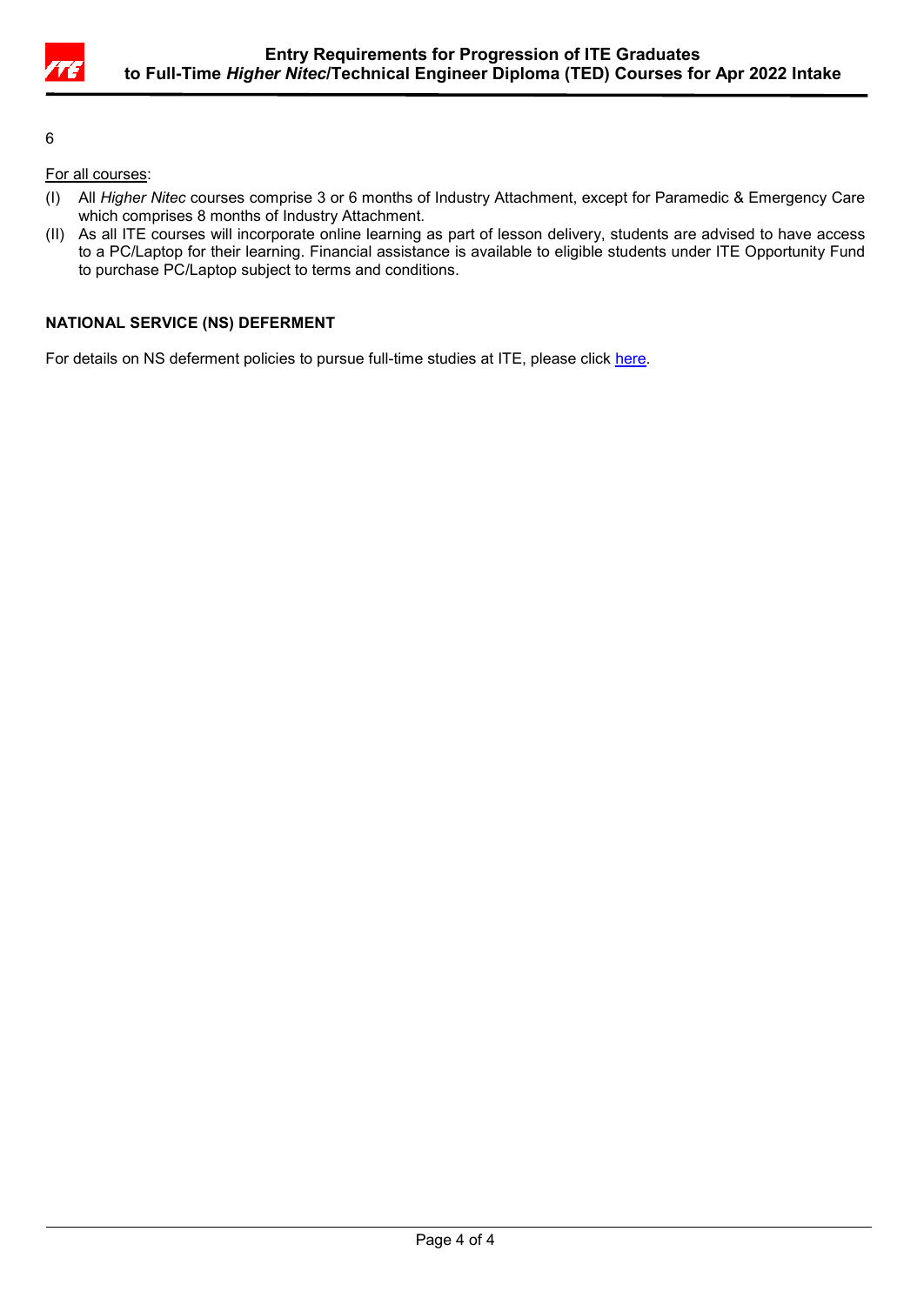6

For all courses:

(I) All *Higher Nitec* courses comprise 3 or 6 months of Industry Attachment, except for Paramedic & Emergency Care which comprises 8 months of Industry Attachment.

(II) As all ITE courses will incorporate online learning as part of lesson delivery, students are advised to have access to a PC/Laptop for their learning. Financial assistance is available to eligible students under ITE Opportunity Fund to purchase PC/Laptop subject to terms and conditions.

**NATIONAL SERVICE (NS) DEFERMENT**

For details on NS deferment policies to pursue full-time studies at ITE, please click here.